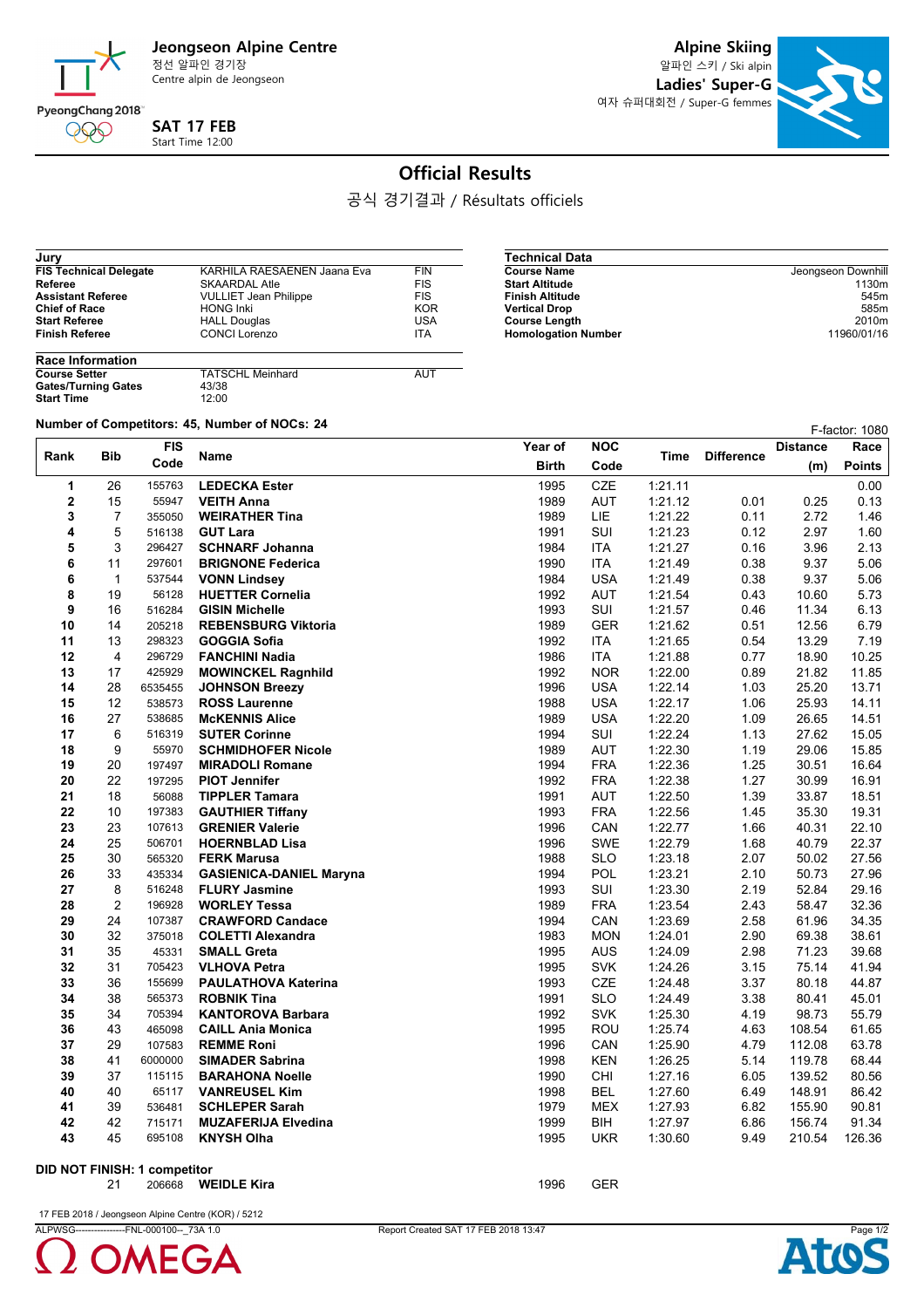**Jeongseon Alpine Centre**
정선 알파인 경기장
Centre alpin de Jeongseon

**SAT 17 FEB**
Start Time 12:00

**Alpine Skiing**
알파인 스키 / Ski alpin
**Ladies' Super-G**
여자 슈퍼대회전 / Super-G femmes

# Official Results

공식 경기결과 / Résultats officiels

**Jury**

| | | |
|---|---|---|
| **FIS Technical Delegate** | KARHILA RAESAENEN Jaana Eva | FIN |
| **Referee** | SKAARDAL Atle | FIS |
| **Assistant Referee** | VULLIET Jean Philippe | FIS |
| **Chief of Race** | HONG Inki | KOR |
| **Start Referee** | HALL Douglas | USA |
| **Finish Referee** | CONCI Lorenzo | ITA |

**Race Information**

| | | |
|---|---|---|
| **Course Setter** | TATSCHL Meinhard | AUT |
| **Gates/Turning Gates** | 43/38 | |
| **Start Time** | 12:00 | |

**Technical Data**

| | |
|---|---|
| **Course Name** | Jeongseon Downhill |
| **Start Altitude** | 1130m |
| **Finish Altitude** | 545m |
| **Vertical Drop** | 585m |
| **Course Length** | 2010m |
| **Homologation Number** | 11960/01/16 |

**Number of Competitors: 45, Number of NOCs: 24**

F-factor: 1080

| Rank | Bib | FIS Code | Name | Year of Birth | NOC Code | Time | Difference | Distance (m) | Race Points |
|---|---|---|---|---|---|---|---|---|---|
| 1 | 26 | 155763 | **LEDECKA Ester** | 1995 | CZE | 1:21.11 | | | 0.00 |
| 2 | 15 | 55947 | **VEITH Anna** | 1989 | AUT | 1:21.12 | 0.01 | 0.25 | 0.13 |
| 3 | 7 | 355050 | **WEIRATHER Tina** | 1989 | LIE | 1:21.22 | 0.11 | 2.72 | 1.46 |
| 4 | 5 | 516138 | **GUT Lara** | 1991 | SUI | 1:21.23 | 0.12 | 2.97 | 1.60 |
| 5 | 3 | 296427 | **SCHNARF Johanna** | 1984 | ITA | 1:21.27 | 0.16 | 3.96 | 2.13 |
| 6 | 11 | 297601 | **BRIGNONE Federica** | 1990 | ITA | 1:21.49 | 0.38 | 9.37 | 5.06 |
| 6 | 1 | 537544 | **VONN Lindsey** | 1984 | USA | 1:21.49 | 0.38 | 9.37 | 5.06 |
| 8 | 19 | 56128 | **HUETTER Cornelia** | 1992 | AUT | 1:21.54 | 0.43 | 10.60 | 5.73 |
| 9 | 16 | 516284 | **GISIN Michelle** | 1993 | SUI | 1:21.57 | 0.46 | 11.34 | 6.13 |
| 10 | 14 | 205218 | **REBENSBURG Viktoria** | 1989 | GER | 1:21.62 | 0.51 | 12.56 | 6.79 |
| 11 | 13 | 298323 | **GOGGIA Sofia** | 1992 | ITA | 1:21.65 | 0.54 | 13.29 | 7.19 |
| 12 | 4 | 296729 | **FANCHINI Nadia** | 1986 | ITA | 1:21.88 | 0.77 | 18.90 | 10.25 |
| 13 | 17 | 425929 | **MOWINCKEL Ragnhild** | 1992 | NOR | 1:22.00 | 0.89 | 21.82 | 11.85 |
| 14 | 28 | 6535455 | **JOHNSON Breezy** | 1996 | USA | 1:22.14 | 1.03 | 25.20 | 13.71 |
| 15 | 12 | 538573 | **ROSS Laurenne** | 1988 | USA | 1:22.17 | 1.06 | 25.93 | 14.11 |
| 16 | 27 | 538685 | **McKENNIS Alice** | 1989 | USA | 1:22.20 | 1.09 | 26.65 | 14.51 |
| 17 | 6 | 516319 | **SUTER Corinne** | 1994 | SUI | 1:22.24 | 1.13 | 27.62 | 15.05 |
| 18 | 9 | 55970 | **SCHMIDHOFER Nicole** | 1989 | AUT | 1:22.30 | 1.19 | 29.06 | 15.85 |
| 19 | 20 | 197497 | **MIRADOLI Romane** | 1994 | FRA | 1:22.36 | 1.25 | 30.51 | 16.64 |
| 20 | 22 | 197295 | **PIOT Jennifer** | 1992 | FRA | 1:22.38 | 1.27 | 30.99 | 16.91 |
| 21 | 18 | 56088 | **TIPPLER Tamara** | 1991 | AUT | 1:22.50 | 1.39 | 33.87 | 18.51 |
| 22 | 10 | 197383 | **GAUTHIER Tiffany** | 1993 | FRA | 1:22.56 | 1.45 | 35.30 | 19.31 |
| 23 | 23 | 107613 | **GRENIER Valerie** | 1996 | CAN | 1:22.77 | 1.66 | 40.31 | 22.10 |
| 24 | 25 | 506701 | **HOERNBLAD Lisa** | 1996 | SWE | 1:22.79 | 1.68 | 40.79 | 22.37 |
| 25 | 30 | 565320 | **FERK Marusa** | 1988 | SLO | 1:23.18 | 2.07 | 50.02 | 27.56 |
| 26 | 33 | 435334 | **GASIENICA-DANIEL Maryna** | 1994 | POL | 1:23.21 | 2.10 | 50.73 | 27.96 |
| 27 | 8 | 516248 | **FLURY Jasmine** | 1993 | SUI | 1:23.30 | 2.19 | 52.84 | 29.16 |
| 28 | 2 | 196928 | **WORLEY Tessa** | 1989 | FRA | 1:23.54 | 2.43 | 58.47 | 32.36 |
| 29 | 24 | 107387 | **CRAWFORD Candace** | 1994 | CAN | 1:23.69 | 2.58 | 61.96 | 34.35 |
| 30 | 32 | 375018 | **COLETTI Alexandra** | 1983 | MON | 1:24.01 | 2.90 | 69.38 | 38.61 |
| 31 | 35 | 45331 | **SMALL Greta** | 1995 | AUS | 1:24.09 | 2.98 | 71.23 | 39.68 |
| 32 | 31 | 705423 | **VLHOVA Petra** | 1995 | SVK | 1:24.26 | 3.15 | 75.14 | 41.94 |
| 33 | 36 | 155699 | **PAULATHOVA Katerina** | 1993 | CZE | 1:24.48 | 3.37 | 80.18 | 44.87 |
| 34 | 38 | 565373 | **ROBNIK Tina** | 1991 | SLO | 1:24.49 | 3.38 | 80.41 | 45.01 |
| 35 | 34 | 705394 | **KANTOROVA Barbara** | 1992 | SVK | 1:25.30 | 4.19 | 98.73 | 55.79 |
| 36 | 43 | 465098 | **CAILL Ania Monica** | 1995 | ROU | 1:25.74 | 4.63 | 108.54 | 61.65 |
| 37 | 29 | 107583 | **REMME Roni** | 1996 | CAN | 1:25.90 | 4.79 | 112.08 | 63.78 |
| 38 | 41 | 6000000 | **SIMADER Sabrina** | 1998 | KEN | 1:26.25 | 5.14 | 119.78 | 68.44 |
| 39 | 37 | 115115 | **BARAHONA Noelle** | 1990 | CHI | 1:27.16 | 6.05 | 139.52 | 80.56 |
| 40 | 40 | 65117 | **VANREUSEL Kim** | 1998 | BEL | 1:27.60 | 6.49 | 148.91 | 86.42 |
| 41 | 39 | 536481 | **SCHLEPER Sarah** | 1979 | MEX | 1:27.93 | 6.82 | 155.90 | 90.81 |
| 42 | 42 | 715171 | **MUZAFERIJA Elvedina** | 1999 | BIH | 1:27.97 | 6.86 | 156.74 | 91.34 |
| 43 | 45 | 695108 | **KNYSH Olha** | 1995 | UKR | 1:30.60 | 9.49 | 210.54 | 126.36 |

**DID NOT FINISH: 1 competitor**

| Rank | Bib | FIS Code | Name | Year of Birth | NOC Code |
|---|---|---|---|---|---|
| | 21 | 206668 | **WEIDLE Kira** | 1996 | GER |

17 FEB 2018 / Jeongseon Alpine Centre (KOR) / 5212

ALPWSG----------------FNL-000100--_73A 1.0 Report Created SAT 17 FEB 2018 13:47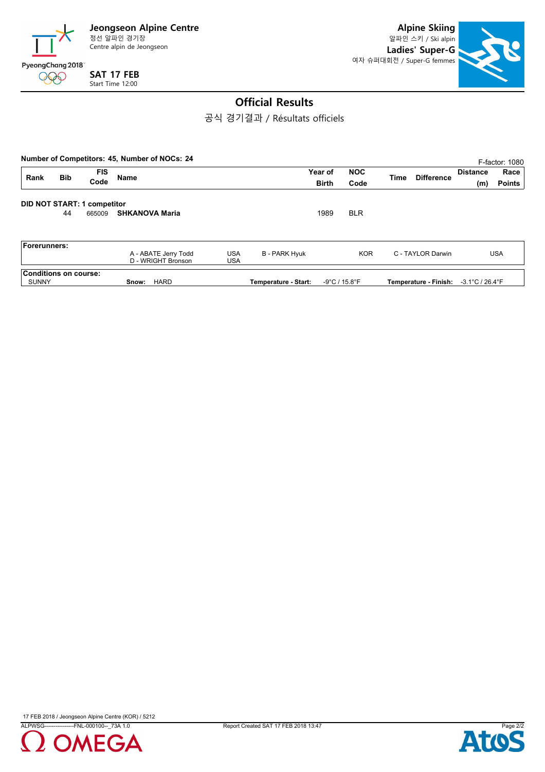**Jeongseon Alpine Centre**
정선 알파인 경기장
Centre alpin de Jeongseon

**SAT 17 FEB**
Start Time 12:00

**Alpine Skiing**
알파인 스키 / Ski alpin
**Ladies' Super-G**
여자 슈퍼대회전 / Super-G femmes

# Official Results

공식 경기결과 / Résultats officiels

**Number of Competitors: 45, Number of NOCs: 24**

F-factor: 1080

| Rank | Bib | FIS Code | Name | Year of Birth | NOC Code | Time | Difference | Distance (m) | Race Points |
|---|---|---|---|---|---|---|---|---|---|
| **DID NOT START: 1 competitor** | | | | | | | | | |
| | 44 | 665009 | **SHKANOVA Maria** | 1989 | BLR | | | | |

**Forerunners:**

| | | | | | |
|---|---|---|---|---|---|
| A - ABATE Jerry Todd | USA | B - PARK Hyuk | KOR | C - TAYLOR Darwin | USA |
| D - WRIGHT Bronson | USA | | | | |

**Conditions on course:**

| | | | |
|---|---|---|---|
| SUNNY | **Snow:** HARD | **Temperature - Start:** -9°C / 15.8°F | **Temperature - Finish:** -3.1°C / 26.4°F |

17 FEB 2018 / Jeongseon Alpine Centre (KOR) / 5212
ALPWSG----------------FNL-000100--_73A 1.0
Report Created SAT 17 FEB 2018 13:47